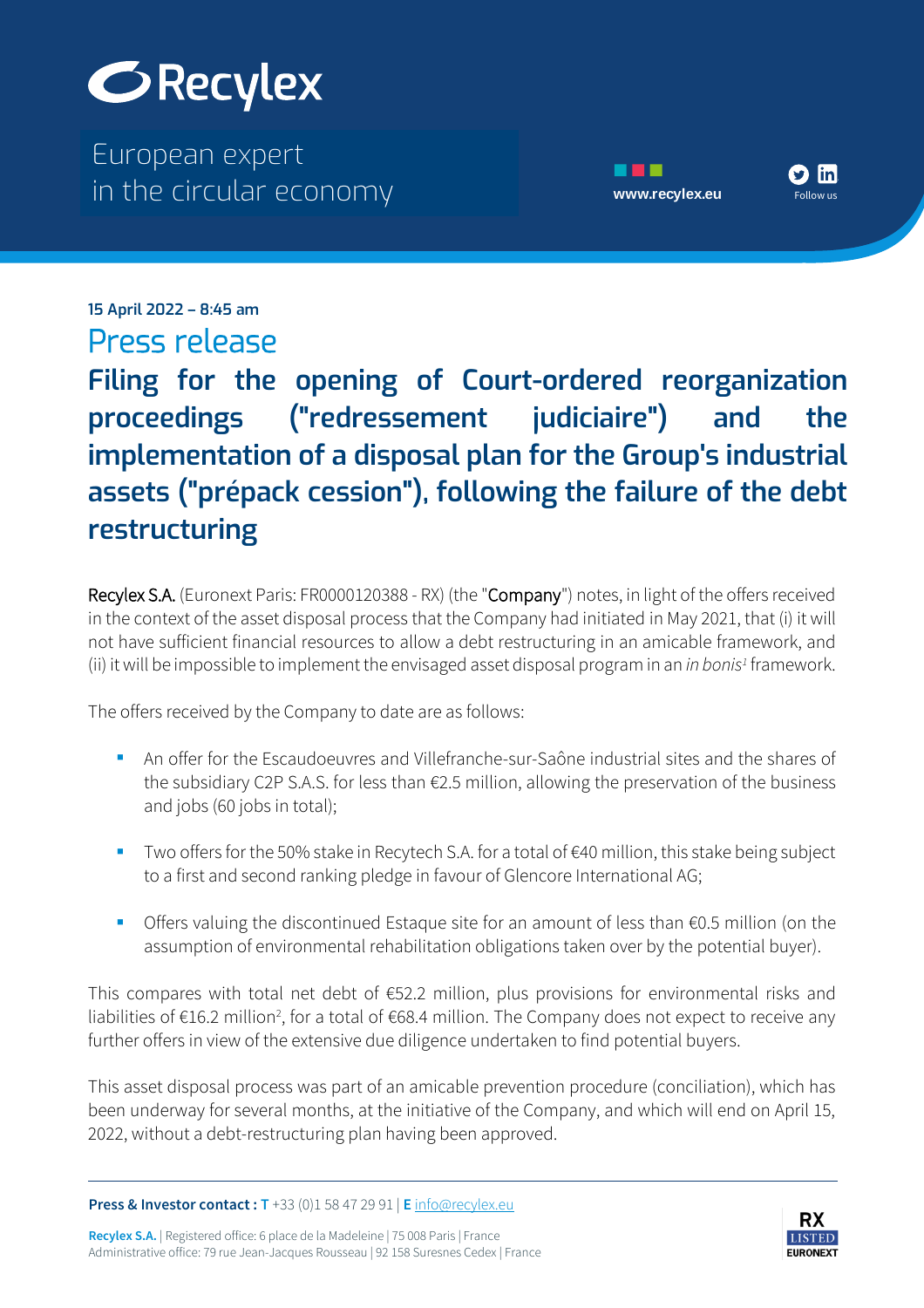# Recylex

European expert in the circular economy

15 April 2022 – 8:45 am

## Press release

# Filing for the opening of Court-ordered reorganization proceedings ("redressement judiciaire") and the implementation of a disposal plan for the Group's industrial assets ("prépack cession"), following the failure of the debt restructuring

Recylex S.A. (Euronext Paris: FR0000120388 - RX) (the "Company") notes, in light of the offers received in the context of the asset disposal process that the Company had initiated in May 2021, that (i) it will not have sufficient financial resources to allow a debt restructuring in an amicable framework, and (ii) it will be impossible to implement the envisaged asset disposal program in an *in bonis*[1] framework.

The offers received by the Company to date are as follows:

- An offer for the Escaudoeuvres and Villefranche-sur-Saône industrial sites and the shares of the subsidiary C2P S.A.S. for less than €2.5 million, allowing the preservation of the business and jobs (60 jobs in total);
- Two offers for the 50% stake in Recytech S.A. for a total of €40 million, this stake being subject to a first and second ranking pledge in favour of Glencore International AG;
- Offers valuing the discontinued Estaque site for an amount of less than €0.5 million (on the assumption of environmental rehabilitation obligations taken over by the potential buyer).

This compares with total net debt of €52.2 million, plus provisions for environmental risks and liabilities of €16.2 million[2], for a total of €68.4 million. The Company does not expect to receive any further offers in view of the extensive due diligence undertaken to find potential buyers.

This asset disposal process was part of an amicable prevention procedure (conciliation), which has been underway for several months, at the initiative of the Company, and which will end on April 15, 2022, without a debt-restructuring plan having been approved.

**Press & Investor contact :** **T** +33 (0)1 58 47 29 91 | **E** info@recylex.eu

**Recylex S.A.** | Registered office: 6 place de la Madeleine | 75 008 Paris | France
Administrative office: 79 rue Jean-Jacques Rousseau | 92 158 Suresnes Cedex | France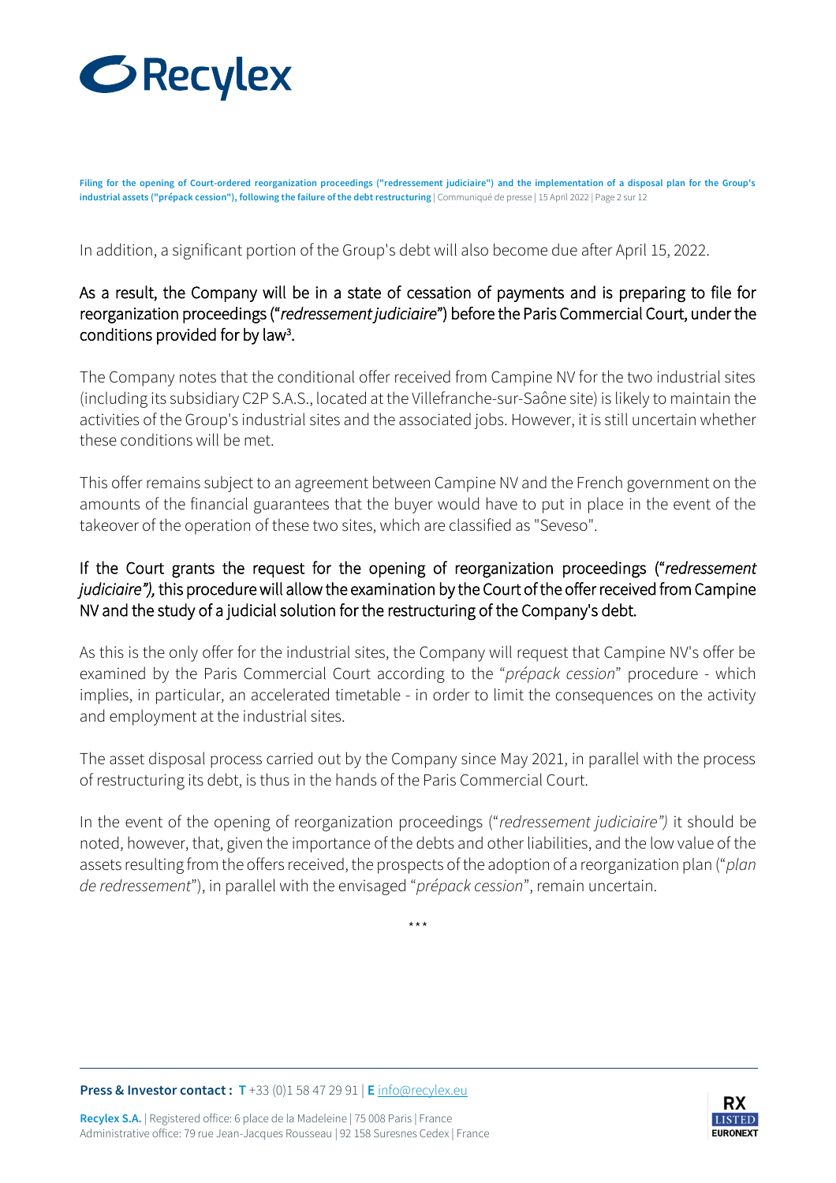In addition, a significant portion of the Group's debt will also become due after April 15, 2022.

As a result, the Company will be in a state of cessation of payments and is preparing to file for reorganization proceedings ("*redressement judiciaire*") before the Paris Commercial Court, under the conditions provided for by law[3].

The Company notes that the conditional offer received from Campine NV for the two industrial sites (including its subsidiary C2P S.A.S., located at the Villefranche-sur-Saône site) is likely to maintain the activities of the Group's industrial sites and the associated jobs. However, it is still uncertain whether these conditions will be met.

This offer remains subject to an agreement between Campine NV and the French government on the amounts of the financial guarantees that the buyer would have to put in place in the event of the takeover of the operation of these two sites, which are classified as "Seveso".

If the Court grants the request for the opening of reorganization proceedings ("*redressement judiciaire*"), this procedure will allow the examination by the Court of the offer received from Campine NV and the study of a judicial solution for the restructuring of the Company's debt.

As this is the only offer for the industrial sites, the Company will request that Campine NV's offer be examined by the Paris Commercial Court according to the "*prépack cession*" procedure - which implies, in particular, an accelerated timetable - in order to limit the consequences on the activity and employment at the industrial sites.

The asset disposal process carried out by the Company since May 2021, in parallel with the process of restructuring its debt, is thus in the hands of the Paris Commercial Court.

In the event of the opening of reorganization proceedings ("*redressement judiciaire*") it should be noted, however, that, given the importance of the debts and other liabilities, and the low value of the assets resulting from the offers received, the prospects of the adoption of a reorganization plan ("*plan de redressement*"), in parallel with the envisaged "*prépack cession*", remain uncertain.

\*\*\*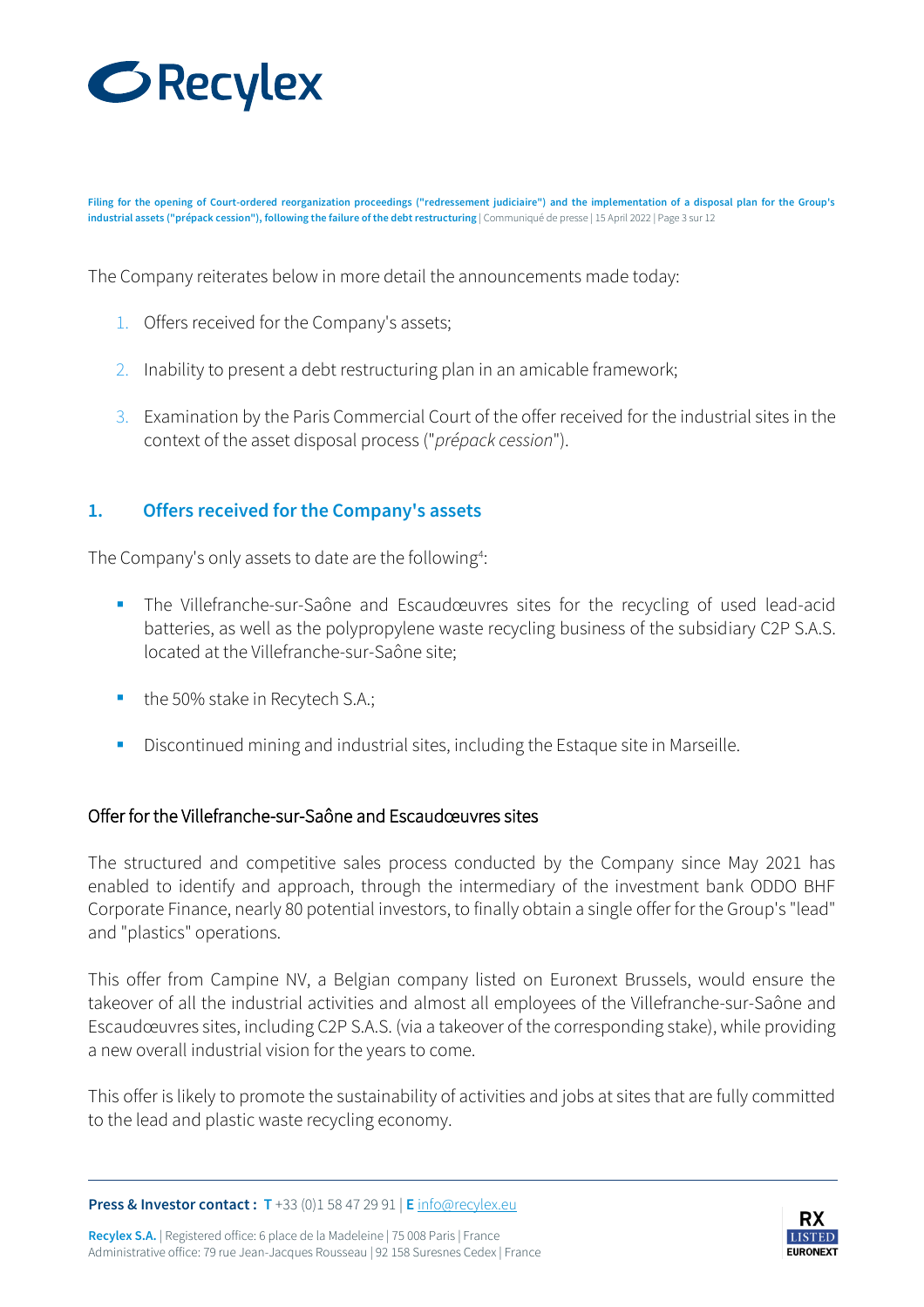The Company reiterates below in more detail the announcements made today:

1. Offers received for the Company's assets;
2. Inability to present a debt restructuring plan in an amicable framework;
3. Examination by the Paris Commercial Court of the offer received for the industrial sites in the context of the asset disposal process ("*prépack cession*").

## 1. Offers received for the Company's assets

The Company's only assets to date are the following[4]:

- The Villefranche-sur-Saône and Escaudœuvres sites for the recycling of used lead-acid batteries, as well as the polypropylene waste recycling business of the subsidiary C2P S.A.S. located at the Villefranche-sur-Saône site;
- the 50% stake in Recytech S.A.;
- Discontinued mining and industrial sites, including the Estaque site in Marseille.

### Offer for the Villefranche-sur-Saône and Escaudœuvres sites

The structured and competitive sales process conducted by the Company since May 2021 has enabled to identify and approach, through the intermediary of the investment bank ODDO BHF Corporate Finance, nearly 80 potential investors, to finally obtain a single offer for the Group's "lead" and "plastics" operations.

This offer from Campine NV, a Belgian company listed on Euronext Brussels, would ensure the takeover of all the industrial activities and almost all employees of the Villefranche-sur-Saône and Escaudœuvres sites, including C2P S.A.S. (via a takeover of the corresponding stake), while providing a new overall industrial vision for the years to come.

This offer is likely to promote the sustainability of activities and jobs at sites that are fully committed to the lead and plastic waste recycling economy.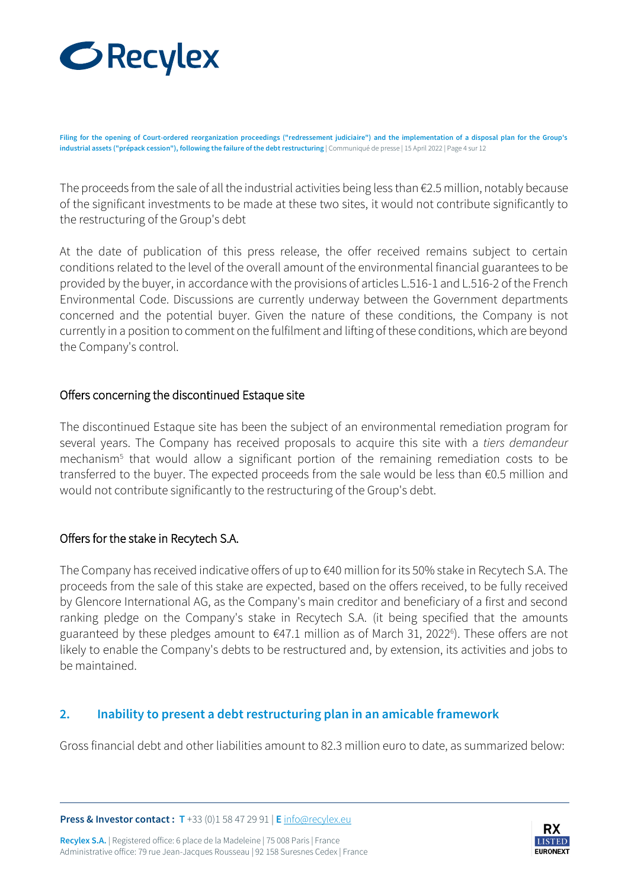The proceeds from the sale of all the industrial activities being less than €2.5 million, notably because of the significant investments to be made at these two sites, it would not contribute significantly to the restructuring of the Group's debt

At the date of publication of this press release, the offer received remains subject to certain conditions related to the level of the overall amount of the environmental financial guarantees to be provided by the buyer, in accordance with the provisions of articles L.516-1 and L.516-2 of the French Environmental Code. Discussions are currently underway between the Government departments concerned and the potential buyer. Given the nature of these conditions, the Company is not currently in a position to comment on the fulfilment and lifting of these conditions, which are beyond the Company's control.

### Offers concerning the discontinued Estaque site

The discontinued Estaque site has been the subject of an environmental remediation program for several years. The Company has received proposals to acquire this site with a *tiers demandeur* mechanism[5] that would allow a significant portion of the remaining remediation costs to be transferred to the buyer. The expected proceeds from the sale would be less than €0.5 million and would not contribute significantly to the restructuring of the Group's debt.

### Offers for the stake in Recytech S.A.

The Company has received indicative offers of up to €40 million for its 50% stake in Recytech S.A. The proceeds from the sale of this stake are expected, based on the offers received, to be fully received by Glencore International AG, as the Company's main creditor and beneficiary of a first and second ranking pledge on the Company's stake in Recytech S.A. (it being specified that the amounts guaranteed by these pledges amount to €47.1 million as of March 31, 2022[6]). These offers are not likely to enable the Company's debts to be restructured and, by extension, its activities and jobs to be maintained.

## 2. Inability to present a debt restructuring plan in an amicable framework

Gross financial debt and other liabilities amount to 82.3 million euro to date, as summarized below: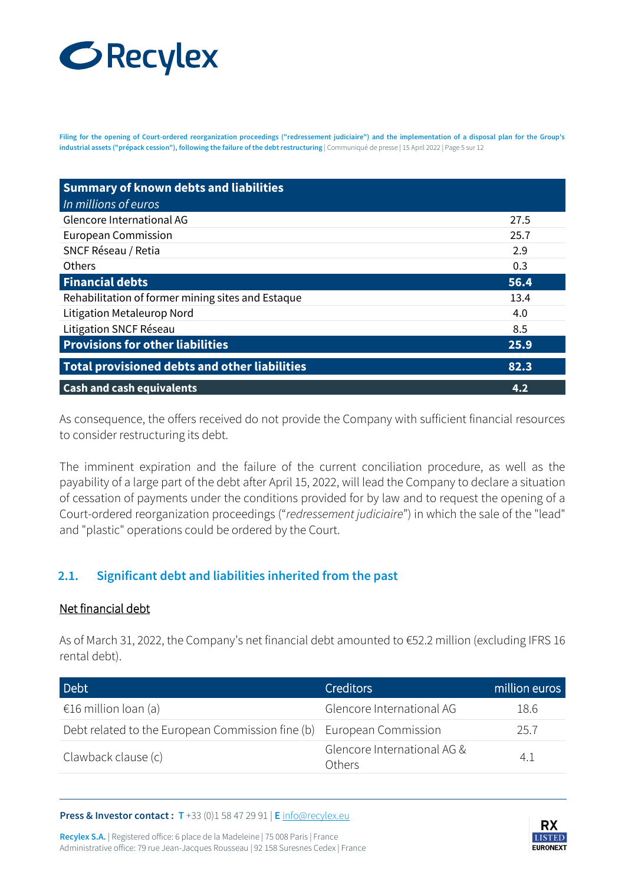| **Summary of known debts and liabilities** *In millions of euros* | |
|---|---|
| Glencore International AG | 27.5 |
| European Commission | 25.7 |
| SNCF Réseau / Retia | 2.9 |
| Others | 0.3 |
| **Financial debts** | **56.4** |
| Rehabilitation of former mining sites and Estaque | 13.4 |
| Litigation Metaleurop Nord | 4.0 |
| Litigation SNCF Réseau | 8.5 |
| **Provisions for other liabilities** | **25.9** |
| **Total provisioned debts and other liabilities** | **82.3** |
| **Cash and cash equivalents** | **4.2** |

As consequence, the offers received do not provide the Company with sufficient financial resources to consider restructuring its debt.

The imminent expiration and the failure of the current conciliation procedure, as well as the payability of a large part of the debt after April 15, 2022, will lead the Company to declare a situation of cessation of payments under the conditions provided for by law and to request the opening of a Court-ordered reorganization proceedings ("*redressement judiciaire*") in which the sale of the "lead" and "plastic" operations could be ordered by the Court.

## 2.1. Significant debt and liabilities inherited from the past

Net financial debt

As of March 31, 2022, the Company's net financial debt amounted to €52.2 million (excluding IFRS 16 rental debt).

| Debt | Creditors | million euros |
|---|---|---|
| €16 million loan (a) | Glencore International AG | 18.6 |
| Debt related to the European Commission fine (b) | European Commission | 25.7 |
| Clawback clause (c) | Glencore International AG & Others | 4.1 |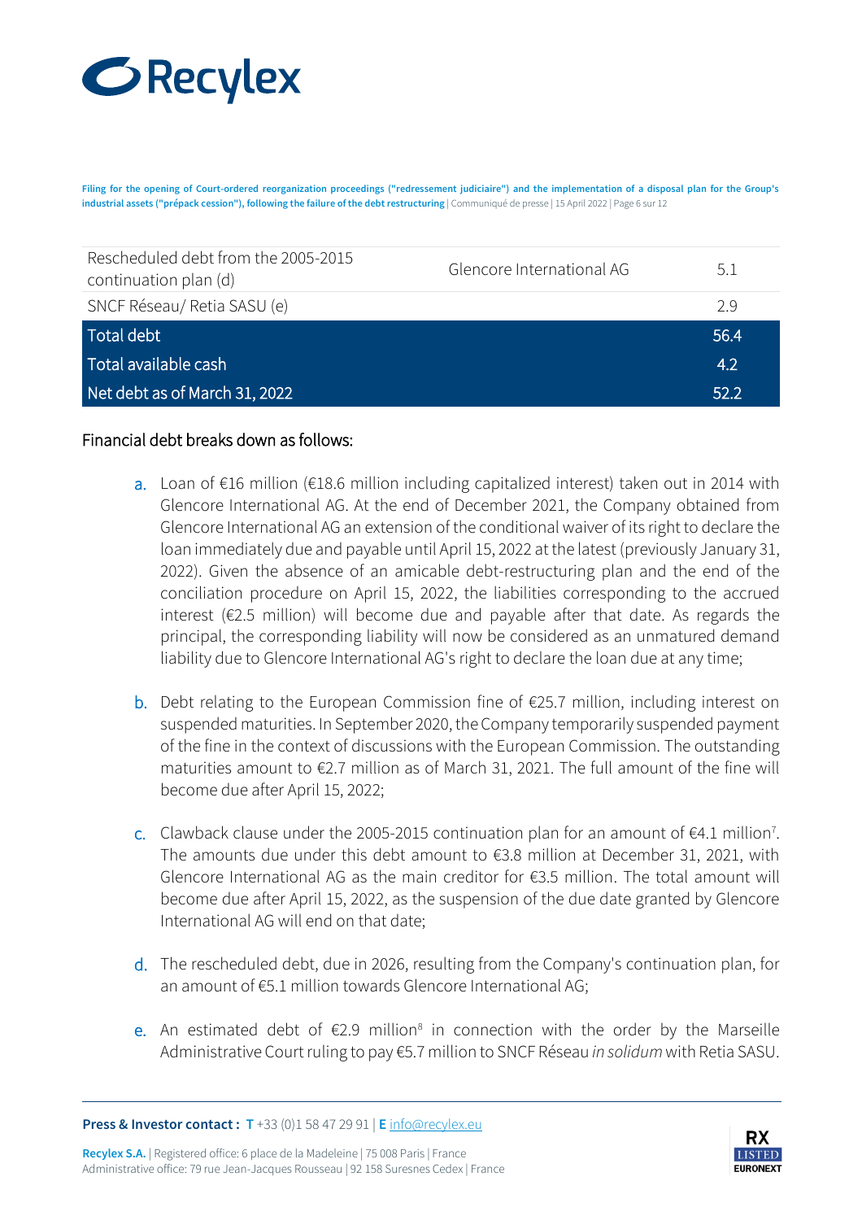| | | |
|---|---|---|
| Rescheduled debt from the 2005-2015 continuation plan (d) | Glencore International AG | 5.1 |
| SNCF Réseau/ Retia SASU (e) | | 2.9 |
| **Total debt** | | **56.4** |
| **Total available cash** | | **4.2** |
| **Net debt as of March 31, 2022** | | **52.2** |

Financial debt breaks down as follows:

a. Loan of €16 million (€18.6 million including capitalized interest) taken out in 2014 with Glencore International AG. At the end of December 2021, the Company obtained from Glencore International AG an extension of the conditional waiver of its right to declare the loan immediately due and payable until April 15, 2022 at the latest (previously January 31, 2022). Given the absence of an amicable debt-restructuring plan and the end of the conciliation procedure on April 15, 2022, the liabilities corresponding to the accrued interest (€2.5 million) will become due and payable after that date. As regards the principal, the corresponding liability will now be considered as an unmatured demand liability due to Glencore International AG's right to declare the loan due at any time;

b. Debt relating to the European Commission fine of €25.7 million, including interest on suspended maturities. In September 2020, the Company temporarily suspended payment of the fine in the context of discussions with the European Commission. The outstanding maturities amount to €2.7 million as of March 31, 2021. The full amount of the fine will become due after April 15, 2022;

c. Clawback clause under the 2005-2015 continuation plan for an amount of €4.1 million[7]. The amounts due under this debt amount to €3.8 million at December 31, 2021, with Glencore International AG as the main creditor for €3.5 million. The total amount will become due after April 15, 2022, as the suspension of the due date granted by Glencore International AG will end on that date;

d. The rescheduled debt, due in 2026, resulting from the Company's continuation plan, for an amount of €5.1 million towards Glencore International AG;

e. An estimated debt of €2.9 million[8] in connection with the order by the Marseille Administrative Court ruling to pay €5.7 million to SNCF Réseau *in solidum* with Retia SASU.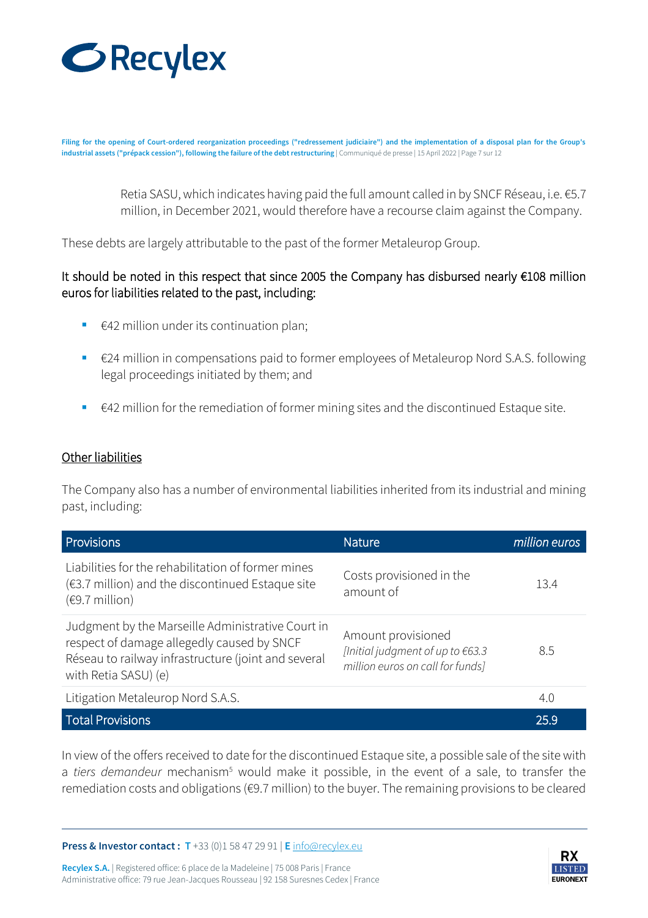Retia SASU, which indicates having paid the full amount called in by SNCF Réseau, i.e. €5.7 million, in December 2021, would therefore have a recourse claim against the Company.

These debts are largely attributable to the past of the former Metaleurop Group.

It should be noted in this respect that since 2005 the Company has disbursed nearly €108 million euros for liabilities related to the past, including:

- €42 million under its continuation plan;
- €24 million in compensations paid to former employees of Metaleurop Nord S.A.S. following legal proceedings initiated by them; and
- €42 million for the remediation of former mining sites and the discontinued Estaque site.

## Other liabilities

The Company also has a number of environmental liabilities inherited from its industrial and mining past, including:

| Provisions | Nature | *million euros* |
|---|---|---|
| Liabilities for the rehabilitation of former mines (€3.7 million) and the discontinued Estaque site (€9.7 million) | Costs provisioned in the amount of | 13.4 |
| Judgment by the Marseille Administrative Court in respect of damage allegedly caused by SNCF Réseau to railway infrastructure (joint and several with Retia SASU) (e) | Amount provisioned *[Initial judgment of up to €63.3 million euros on call for funds]* | 8.5 |
| Litigation Metaleurop Nord S.A.S. | | 4.0 |
| **Total Provisions** | | **25.9** |

In view of the offers received to date for the discontinued Estaque site, a possible sale of the site with a *tiers demandeur* mechanism[5] would make it possible, in the event of a sale, to transfer the remediation costs and obligations (€9.7 million) to the buyer. The remaining provisions to be cleared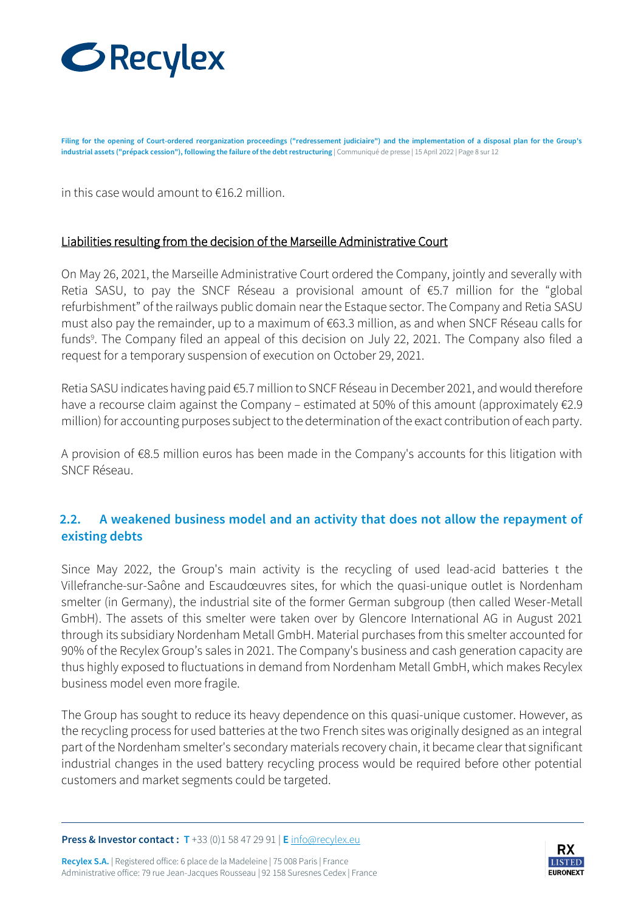in this case would amount to €16.2 million.

Liabilities resulting from the decision of the Marseille Administrative Court

On May 26, 2021, the Marseille Administrative Court ordered the Company, jointly and severally with Retia SASU, to pay the SNCF Réseau a provisional amount of €5.7 million for the "global refurbishment" of the railways public domain near the Estaque sector. The Company and Retia SASU must also pay the remainder, up to a maximum of €63.3 million, as and when SNCF Réseau calls for funds[9]. The Company filed an appeal of this decision on July 22, 2021. The Company also filed a request for a temporary suspension of execution on October 29, 2021.

Retia SASU indicates having paid €5.7 million to SNCF Réseau in December 2021, and would therefore have a recourse claim against the Company – estimated at 50% of this amount (approximately €2.9 million) for accounting purposes subject to the determination of the exact contribution of each party.

A provision of €8.5 million euros has been made in the Company's accounts for this litigation with SNCF Réseau.

## 2.2. A weakened business model and an activity that does not allow the repayment of existing debts

Since May 2022, the Group's main activity is the recycling of used lead-acid batteries t the Villefranche-sur-Saône and Escaudœuvres sites, for which the quasi-unique outlet is Nordenham smelter (in Germany), the industrial site of the former German subgroup (then called Weser-Metall GmbH). The assets of this smelter were taken over by Glencore International AG in August 2021 through its subsidiary Nordenham Metall GmbH. Material purchases from this smelter accounted for 90% of the Recylex Group's sales in 2021. The Company's business and cash generation capacity are thus highly exposed to fluctuations in demand from Nordenham Metall GmbH, which makes Recylex business model even more fragile.

The Group has sought to reduce its heavy dependence on this quasi-unique customer. However, as the recycling process for used batteries at the two French sites was originally designed as an integral part of the Nordenham smelter's secondary materials recovery chain, it became clear that significant industrial changes in the used battery recycling process would be required before other potential customers and market segments could be targeted.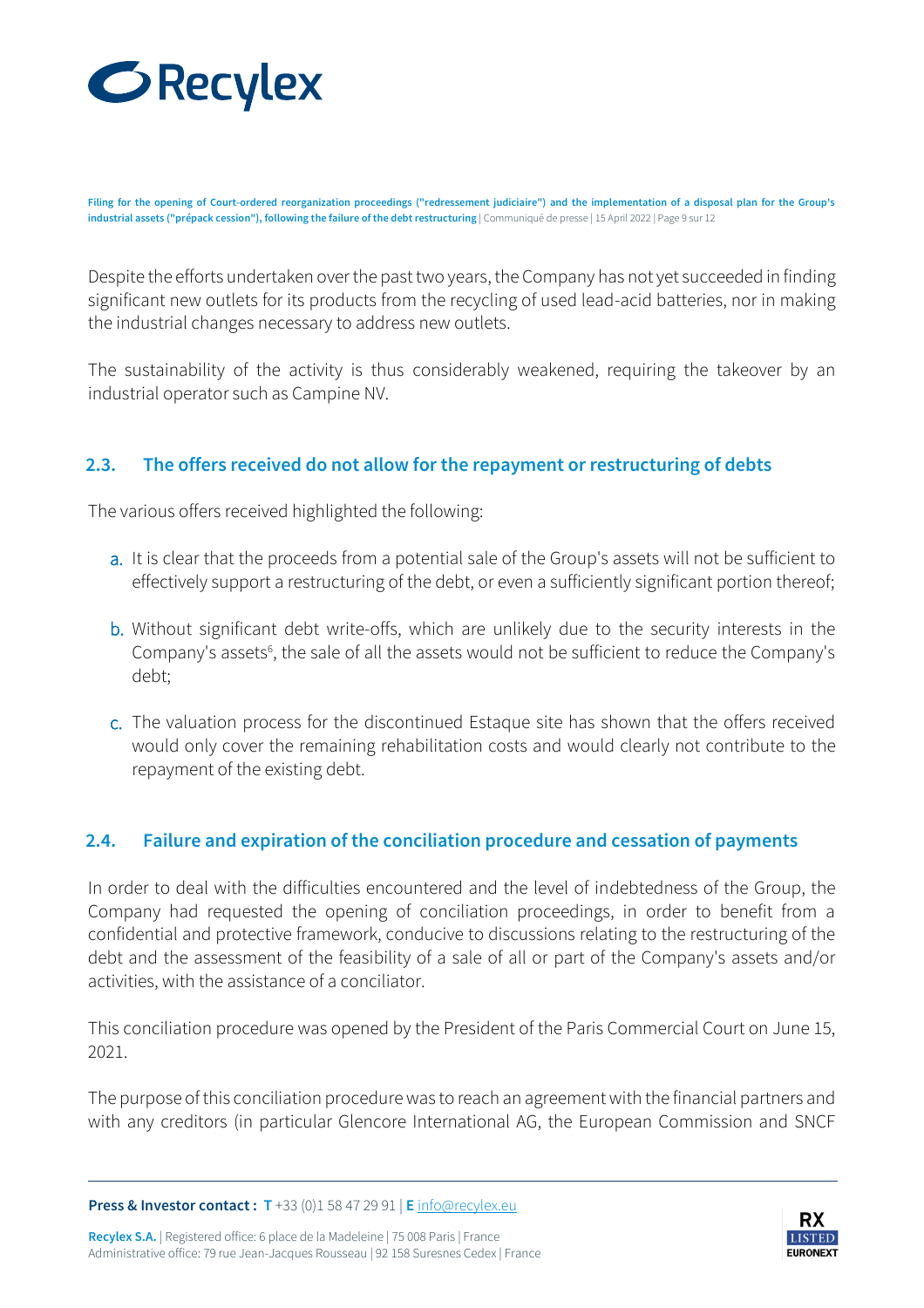Despite the efforts undertaken over the past two years, the Company has not yet succeeded in finding significant new outlets for its products from the recycling of used lead-acid batteries, nor in making the industrial changes necessary to address new outlets.

The sustainability of the activity is thus considerably weakened, requiring the takeover by an industrial operator such as Campine NV.

## 2.3. The offers received do not allow for the repayment or restructuring of debts

The various offers received highlighted the following:

a. It is clear that the proceeds from a potential sale of the Group's assets will not be sufficient to effectively support a restructuring of the debt, or even a sufficiently significant portion thereof;

b. Without significant debt write-offs, which are unlikely due to the security interests in the Company's assets[6], the sale of all the assets would not be sufficient to reduce the Company's debt;

c. The valuation process for the discontinued Estaque site has shown that the offers received would only cover the remaining rehabilitation costs and would clearly not contribute to the repayment of the existing debt.

## 2.4. Failure and expiration of the conciliation procedure and cessation of payments

In order to deal with the difficulties encountered and the level of indebtedness of the Group, the Company had requested the opening of conciliation proceedings, in order to benefit from a confidential and protective framework, conducive to discussions relating to the restructuring of the debt and the assessment of the feasibility of a sale of all or part of the Company's assets and/or activities, with the assistance of a conciliator.

This conciliation procedure was opened by the President of the Paris Commercial Court on June 15, 2021.

The purpose of this conciliation procedure was to reach an agreement with the financial partners and with any creditors (in particular Glencore International AG, the European Commission and SNCF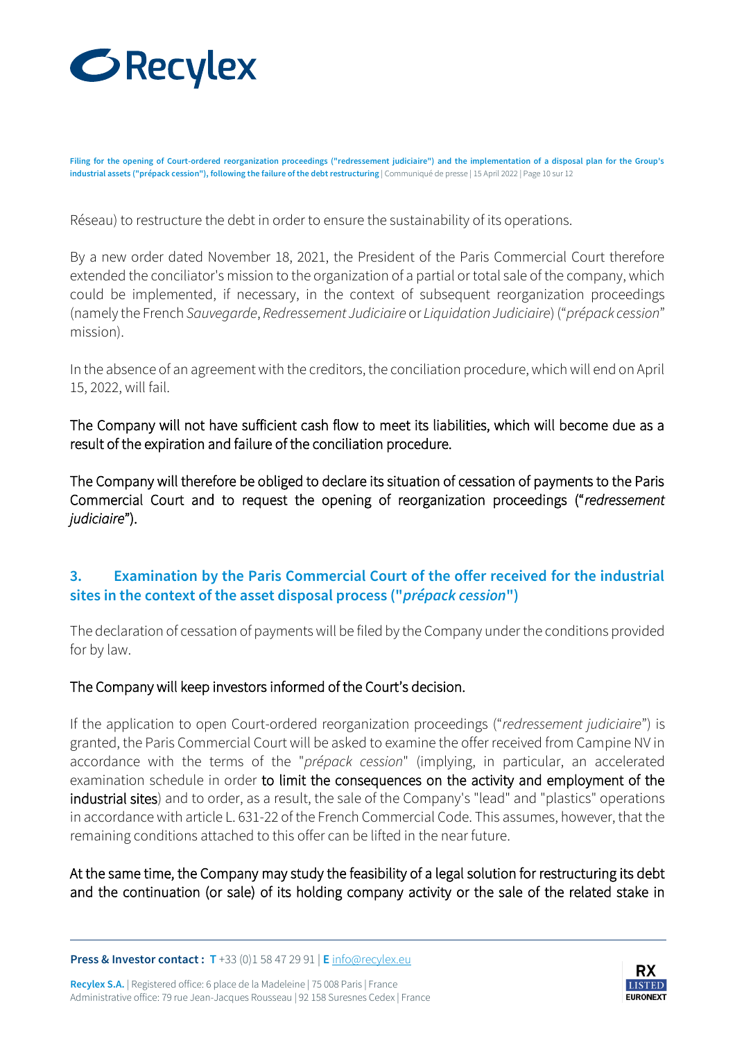Réseau) to restructure the debt in order to ensure the sustainability of its operations.

By a new order dated November 18, 2021, the President of the Paris Commercial Court therefore extended the conciliator's mission to the organization of a partial or total sale of the company, which could be implemented, if necessary, in the context of subsequent reorganization proceedings (namely the French *Sauvegarde*, *Redressement Judiciaire* or *Liquidation Judiciaire*) ("*prépack cession*" mission).

In the absence of an agreement with the creditors, the conciliation procedure, which will end on April 15, 2022, will fail.

The Company will not have sufficient cash flow to meet its liabilities, which will become due as a result of the expiration and failure of the conciliation procedure.

The Company will therefore be obliged to declare its situation of cessation of payments to the Paris Commercial Court and to request the opening of reorganization proceedings ("*redressement judiciaire*").

## 3. Examination by the Paris Commercial Court of the offer received for the industrial sites in the context of the asset disposal process ("*prépack cession*")

The declaration of cessation of payments will be filed by the Company under the conditions provided for by law.

The Company will keep investors informed of the Court's decision.

If the application to open Court-ordered reorganization proceedings ("*redressement judiciaire*") is granted, the Paris Commercial Court will be asked to examine the offer received from Campine NV in accordance with the terms of the "*prépack cession*" (implying, in particular, an accelerated examination schedule in order to limit the consequences on the activity and employment of the industrial sites) and to order, as a result, the sale of the Company's "lead" and "plastics" operations in accordance with article L. 631-22 of the French Commercial Code. This assumes, however, that the remaining conditions attached to this offer can be lifted in the near future.

At the same time, the Company may study the feasibility of a legal solution for restructuring its debt and the continuation (or sale) of its holding company activity or the sale of the related stake in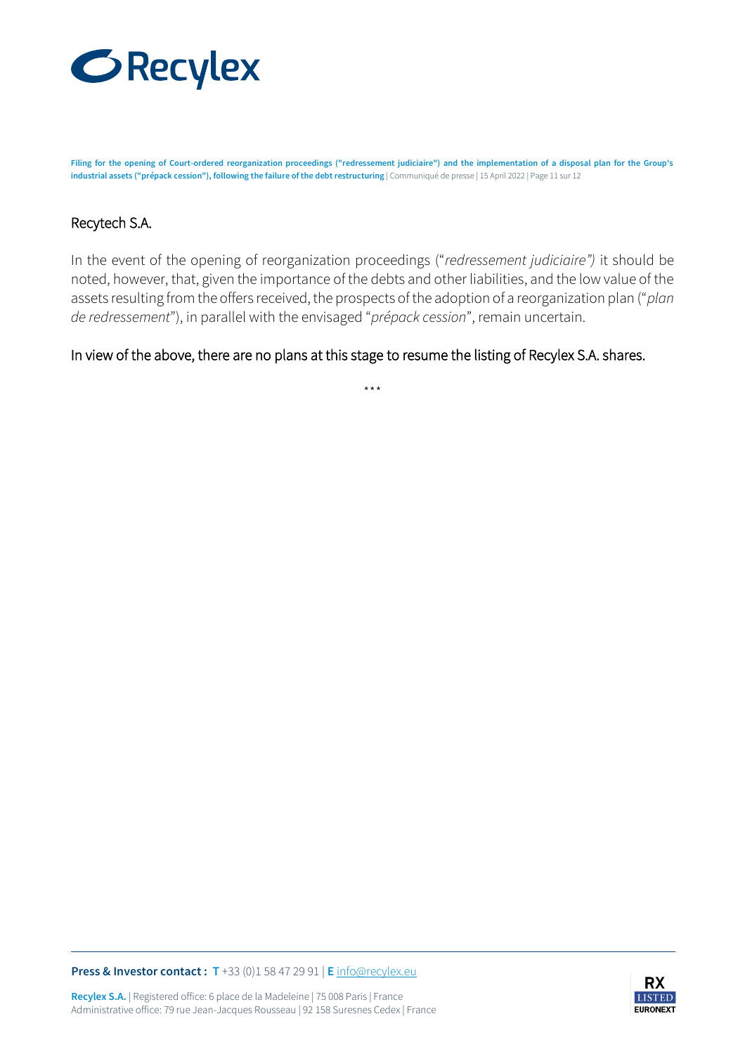## Recytech S.A.

In the event of the opening of reorganization proceedings (“*redressement judiciaire”)* it should be noted, however, that, given the importance of the debts and other liabilities, and the low value of the assets resulting from the offers received, the prospects of the adoption of a reorganization plan (“*plan de redressement*”), in parallel with the envisaged “*prépack cession*”, remain uncertain.

In view of the above, there are no plans at this stage to resume the listing of Recylex S.A. shares.

\*\*\*

**Press & Investor contact :** **T** +33 (0)1 58 47 29 91 | **E** info@recylex.eu

**Recylex S.A.** | Registered office: 6 place de la Madeleine | 75 008 Paris | France
Administrative office: 79 rue Jean-Jacques Rousseau | 92 158 Suresnes Cedex | France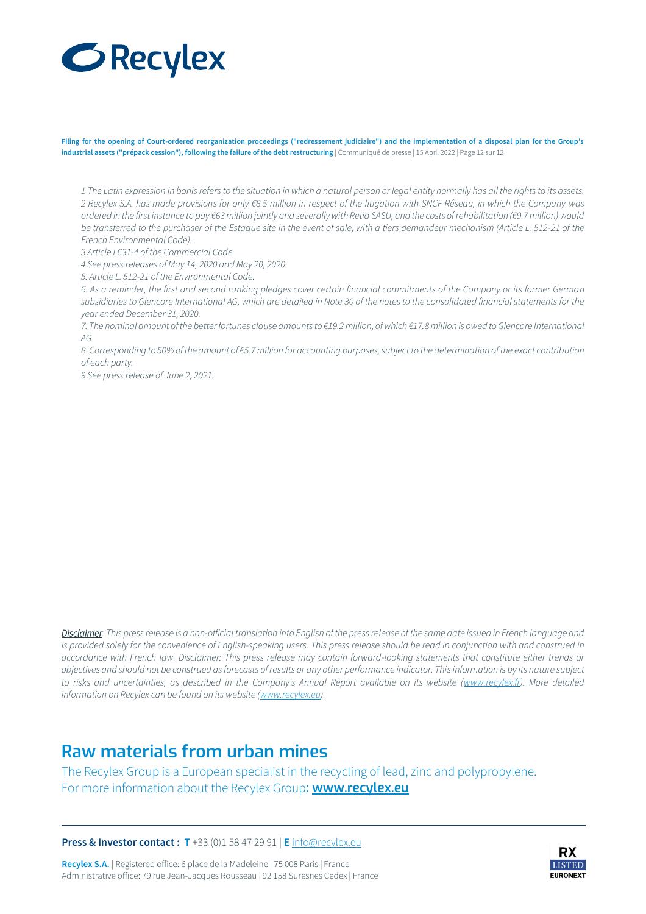*1 The Latin expression in bonis refers to the situation in which a natural person or legal entity normally has all the rights to its assets.*
*2 Recylex S.A. has made provisions for only €8.5 million in respect of the litigation with SNCF Réseau, in which the Company was ordered in the first instance to pay €63 million jointly and severally with Retia SASU, and the costs of rehabilitation (€9.7 million) would be transferred to the purchaser of the Estaque site in the event of sale, with a tiers demandeur mechanism (Article L. 512-21 of the French Environmental Code).*
*3 Article L631-4 of the Commercial Code.*
*4 See press releases of May 14, 2020 and May 20, 2020.*
*5. Article L. 512-21 of the Environmental Code.*
*6. As a reminder, the first and second ranking pledges cover certain financial commitments of the Company or its former German subsidiaries to Glencore International AG, which are detailed in Note 30 of the notes to the consolidated financial statements for the year ended December 31, 2020.*
*7. The nominal amount of the better fortunes clause amounts to €19.2 million, of which €17.8 million is owed to Glencore International AG.*
*8. Corresponding to 50% of the amount of €5.7 million for accounting purposes, subject to the determination of the exact contribution of each party.*
*9 See press release of June 2, 2021.*

*Disclaimer: This press release is a non-official translation into English of the press release of the same date issued in French language and is provided solely for the convenience of English-speaking users. This press release should be read in conjunction with and construed in accordance with French law. Disclaimer: This press release may contain forward-looking statements that constitute either trends or objectives and should not be construed as forecasts of results or any other performance indicator. This information is by its nature subject to risks and uncertainties, as described in the Company's Annual Report available on its website (www.recylex.fr). More detailed information on Recylex can be found on its website (www.recylex.eu).*

## Raw materials from urban mines

The Recylex Group is a European specialist in the recycling of lead, zinc and polypropylene.
For more information about the Recylex Group: **www.recylex.eu**

**Press & Investor contact :** **T** +33 (0)1 58 47 29 91 | **E** info@recylex.eu

**Recylex S.A.** | Registered office: 6 place de la Madeleine | 75 008 Paris | France
Administrative office: 79 rue Jean-Jacques Rousseau | 92 158 Suresnes Cedex | France

RX LISTED EURONEXT